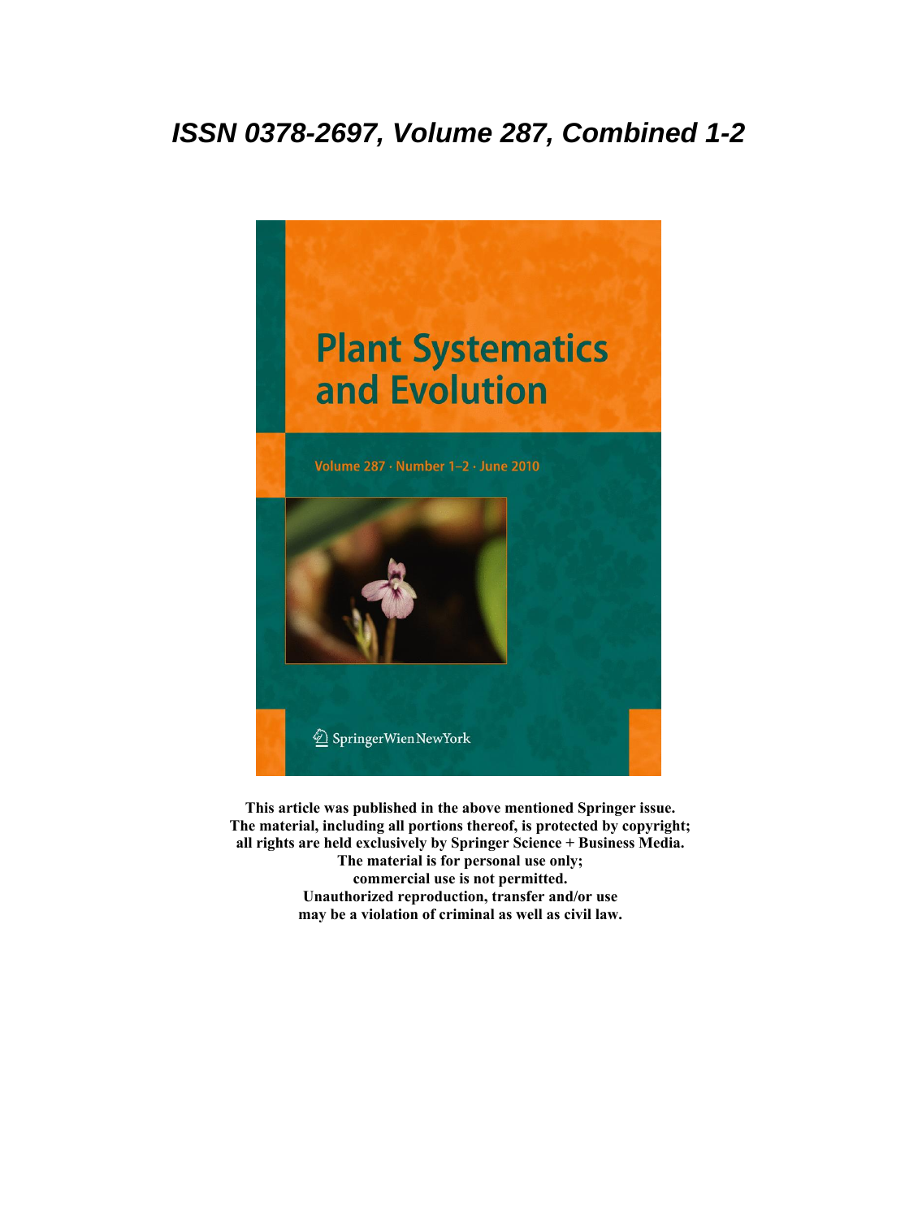***ISSN 0378-2697, Volume 287, Combined 1-2***

Plant Systematics and Evolution

Volume 287 · Number 1–2 · June 2010

SpringerWienNewYork

**This article was published in the above mentioned Springer issue.**
**The material, including all portions thereof, is protected by copyright;**
**all rights are held exclusively by Springer Science + Business Media.**
**The material is for personal use only;**
**commercial use is not permitted.**
**Unauthorized reproduction, transfer and/or use**
**may be a violation of criminal as well as civil law.**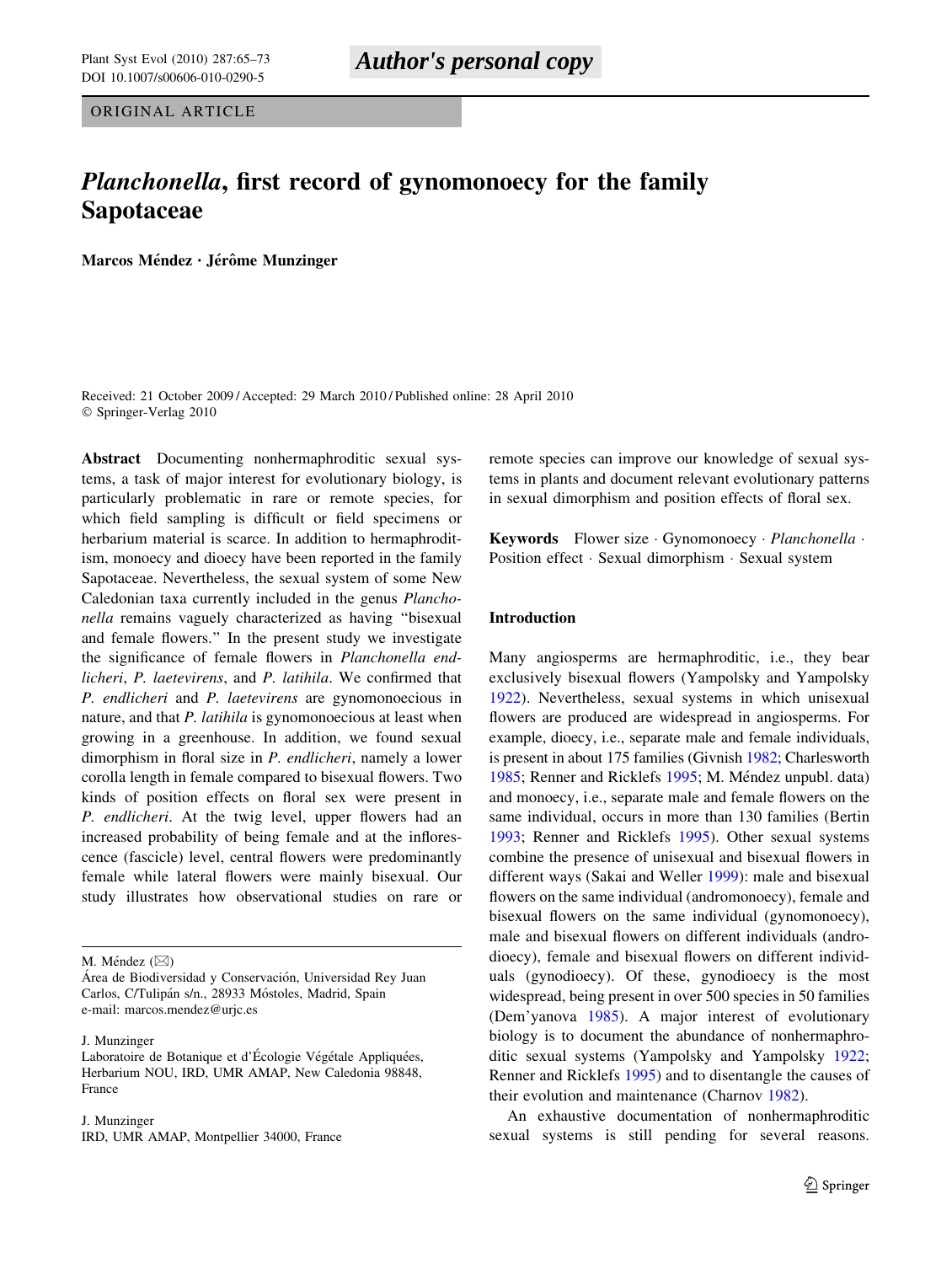# *Planchonella*, first record of gynomonoecy for the family Sapotaceae

**Marcos Méndez · Jérôme Munzinger**

Received: 21 October 2009 / Accepted: 29 March 2010 / Published online: 28 April 2010
© Springer-Verlag 2010

**Abstract** Documenting nonhermaphroditic sexual systems, a task of major interest for evolutionary biology, is particularly problematic in rare or remote species, for which field sampling is difficult or field specimens or herbarium material is scarce. In addition to hermaphroditism, monoecy and dioecy have been reported in the family Sapotaceae. Nevertheless, the sexual system of some New Caledonian taxa currently included in the genus *Planchonella* remains vaguely characterized as having "bisexual and female flowers." In the present study we investigate the significance of female flowers in *Planchonella endlicheri*, *P. laetevirens*, and *P. latihila*. We confirmed that *P. endlicheri* and *P. laetevirens* are gynomonoecious in nature, and that *P. latihila* is gynomonoecious at least when growing in a greenhouse. In addition, we found sexual dimorphism in floral size in *P. endlicheri*, namely a lower corolla length in female compared to bisexual flowers. Two kinds of position effects on floral sex were present in *P. endlicheri*. At the twig level, upper flowers had an increased probability of being female and at the inflorescence (fascicle) level, central flowers were predominantly female while lateral flowers were mainly bisexual. Our study illustrates how observational studies on rare or remote species can improve our knowledge of sexual systems in plants and document relevant evolutionary patterns in sexual dimorphism and position effects of floral sex.

**Keywords** Flower size · Gynomonoecy · *Planchonella* · Position effect · Sexual dimorphism · Sexual system

M. Méndez (✉)
Área de Biodiversidad y Conservación, Universidad Rey Juan Carlos, C/Tulipán s/n., 28933 Móstoles, Madrid, Spain
e-mail: marcos.mendez@urjc.es

J. Munzinger
Laboratoire de Botanique et d'Écologie Végétale Appliquées, Herbarium NOU, IRD, UMR AMAP, New Caledonia 98848, France

J. Munzinger
IRD, UMR AMAP, Montpellier 34000, France

## Introduction

Many angiosperms are hermaphroditic, i.e., they bear exclusively bisexual flowers (Yampolsky and Yampolsky 1922). Nevertheless, sexual systems in which unisexual flowers are produced are widespread in angiosperms. For example, dioecy, i.e., separate male and female individuals, is present in about 175 families (Givnish 1982; Charlesworth 1985; Renner and Ricklefs 1995; M. Méndez unpubl. data) and monoecy, i.e., separate male and female flowers on the same individual, occurs in more than 130 families (Bertin 1993; Renner and Ricklefs 1995). Other sexual systems combine the presence of unisexual and bisexual flowers in different ways (Sakai and Weller 1999): male and bisexual flowers on the same individual (andromonoecy), female and bisexual flowers on the same individual (gynomonoecy), male and bisexual flowers on different individuals (androdioecy), female and bisexual flowers on different individuals (gynodioecy). Of these, gynodioecy is the most widespread, being present in over 500 species in 50 families (Dem'yanova 1985). A major interest of evolutionary biology is to document the abundance of nonhermaphroditic sexual systems (Yampolsky and Yampolsky 1922; Renner and Ricklefs 1995) and to disentangle the causes of their evolution and maintenance (Charnov 1982).

An exhaustive documentation of nonhermaphroditic sexual systems is still pending for several reasons.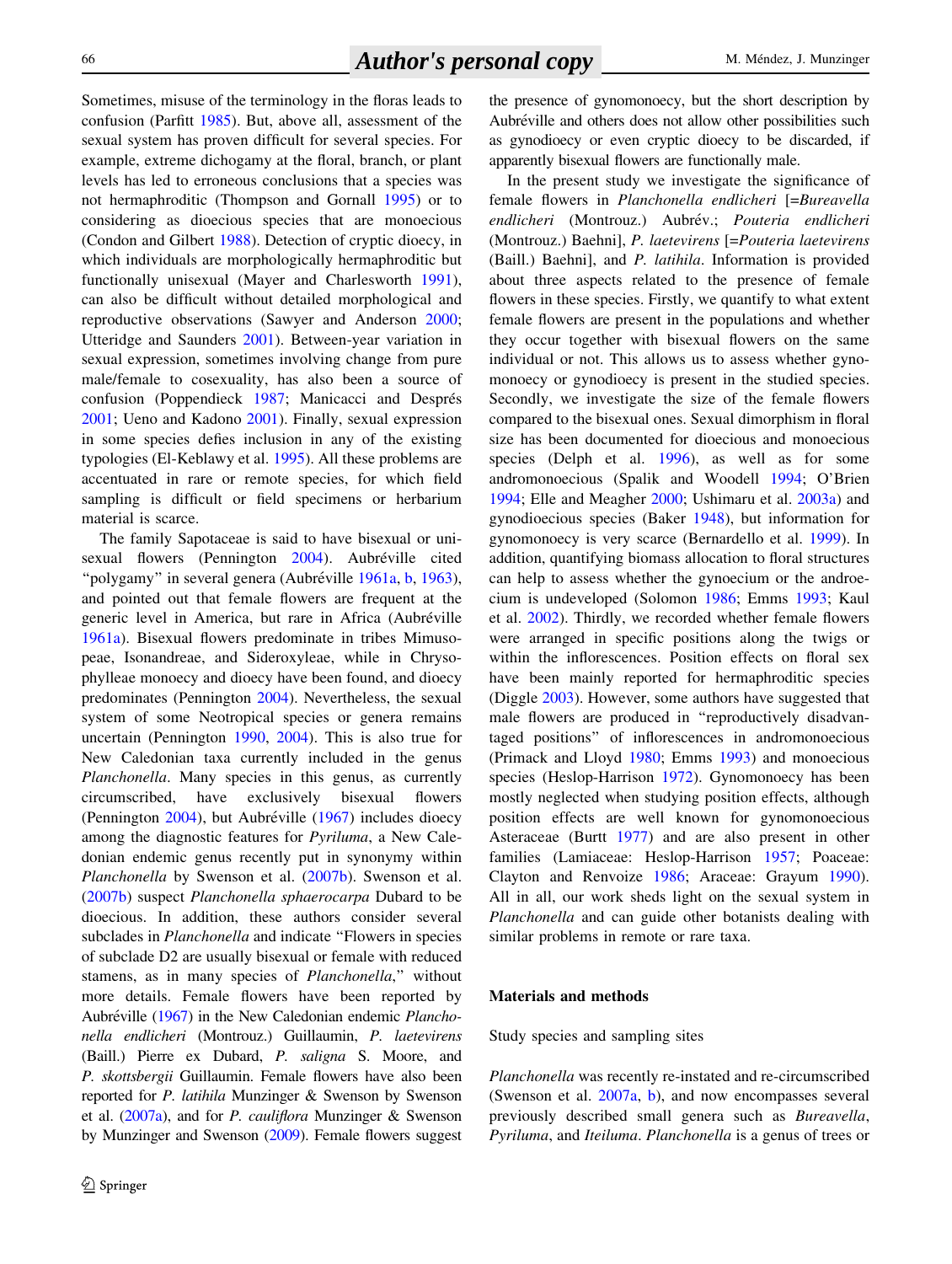Sometimes, misuse of the terminology in the floras leads to confusion (Parfitt 1985). But, above all, assessment of the sexual system has proven difficult for several species. For example, extreme dichogamy at the floral, branch, or plant levels has led to erroneous conclusions that a species was not hermaphroditic (Thompson and Gornall 1995) or to considering as dioecious species that are monoecious (Condon and Gilbert 1988). Detection of cryptic dioecy, in which individuals are morphologically hermaphroditic but functionally unisexual (Mayer and Charlesworth 1991), can also be difficult without detailed morphological and reproductive observations (Sawyer and Anderson 2000; Utteridge and Saunders 2001). Between-year variation in sexual expression, sometimes involving change from pure male/female to cosexuality, has also been a source of confusion (Poppendieck 1987; Manicacci and Després 2001; Ueno and Kadono 2001). Finally, sexual expression in some species defies inclusion in any of the existing typologies (El-Keblawy et al. 1995). All these problems are accentuated in rare or remote species, for which field sampling is difficult or field specimens or herbarium material is scarce.

The family Sapotaceae is said to have bisexual or unisexual flowers (Pennington 2004). Aubréville cited "polygamy" in several genera (Aubréville 1961a, b, 1963), and pointed out that female flowers are frequent at the generic level in America, but rare in Africa (Aubréville 1961a). Bisexual flowers predominate in tribes Mimusopeae, Isonandreae, and Sideroxyleae, while in Chrysophylleae monoecy and dioecy have been found, and dioecy predominates (Pennington 2004). Nevertheless, the sexual system of some Neotropical species or genera remains uncertain (Pennington 1990, 2004). This is also true for New Caledonian taxa currently included in the genus *Planchonella*. Many species in this genus, as currently circumscribed, have exclusively bisexual flowers (Pennington 2004), but Aubréville (1967) includes dioecy among the diagnostic features for *Pyriluma*, a New Caledonian endemic genus recently put in synonymy within *Planchonella* by Swenson et al. (2007b). Swenson et al. (2007b) suspect *Planchonella sphaerocarpa* Dubard to be dioecious. In addition, these authors consider several subclades in *Planchonella* and indicate "Flowers in species of subclade D2 are usually bisexual or female with reduced stamens, as in many species of *Planchonella*," without more details. Female flowers have been reported by Aubréville (1967) in the New Caledonian endemic *Planchonella endlicheri* (Montrouz.) Guillaumin, *P. laetevirens* (Baill.) Pierre ex Dubard, *P. saligna* S. Moore, and *P. skottsbergii* Guillaumin. Female flowers have also been reported for *P. latihila* Munzinger & Swenson by Swenson et al. (2007a), and for *P. cauliflora* Munzinger & Swenson by Munzinger and Swenson (2009). Female flowers suggest the presence of gynomonoecy, but the short description by Aubréville and others does not allow other possibilities such as gynodioecy or even cryptic dioecy to be discarded, if apparently bisexual flowers are functionally male.

In the present study we investigate the significance of female flowers in *Planchonella endlicheri* [=*Bureavella endlicheri* (Montrouz.) Aubrév.; *Pouteria endlicheri* (Montrouz.) Baehni], *P. laetevirens* [=*Pouteria laetevirens* (Baill.) Baehni], and *P. latihila*. Information is provided about three aspects related to the presence of female flowers in these species. Firstly, we quantify to what extent female flowers are present in the populations and whether they occur together with bisexual flowers on the same individual or not. This allows us to assess whether gynomonoecy or gynodioecy is present in the studied species. Secondly, we investigate the size of the female flowers compared to the bisexual ones. Sexual dimorphism in floral size has been documented for dioecious and monoecious species (Delph et al. 1996), as well as for some andromonoecious (Spalik and Woodell 1994; O'Brien 1994; Elle and Meagher 2000; Ushimaru et al. 2003a) and gynodioecious species (Baker 1948), but information for gynomonoecy is very scarce (Bernardello et al. 1999). In addition, quantifying biomass allocation to floral structures can help to assess whether the gynoecium or the androecium is undeveloped (Solomon 1986; Emms 1993; Kaul et al. 2002). Thirdly, we recorded whether female flowers were arranged in specific positions along the twigs or within the inflorescences. Position effects on floral sex have been mainly reported for hermaphroditic species (Diggle 2003). However, some authors have suggested that male flowers are produced in "reproductively disadvantaged positions" of inflorescences in andromonoecious (Primack and Lloyd 1980; Emms 1993) and monoecious species (Heslop-Harrison 1972). Gynomonoecy has been mostly neglected when studying position effects, although position effects are well known for gynomonoecious Asteraceae (Burtt 1977) and are also present in other families (Lamiaceae: Heslop-Harrison 1957; Poaceae: Clayton and Renvoize 1986; Araceae: Grayum 1990). All in all, our work sheds light on the sexual system in *Planchonella* and can guide other botanists dealing with similar problems in remote or rare taxa.

## Materials and methods

### Study species and sampling sites

*Planchonella* was recently re-instated and re-circumscribed (Swenson et al. 2007a, b), and now encompasses several previously described small genera such as *Bureavella*, *Pyriluma*, and *Iteiluma*. *Planchonella* is a genus of trees or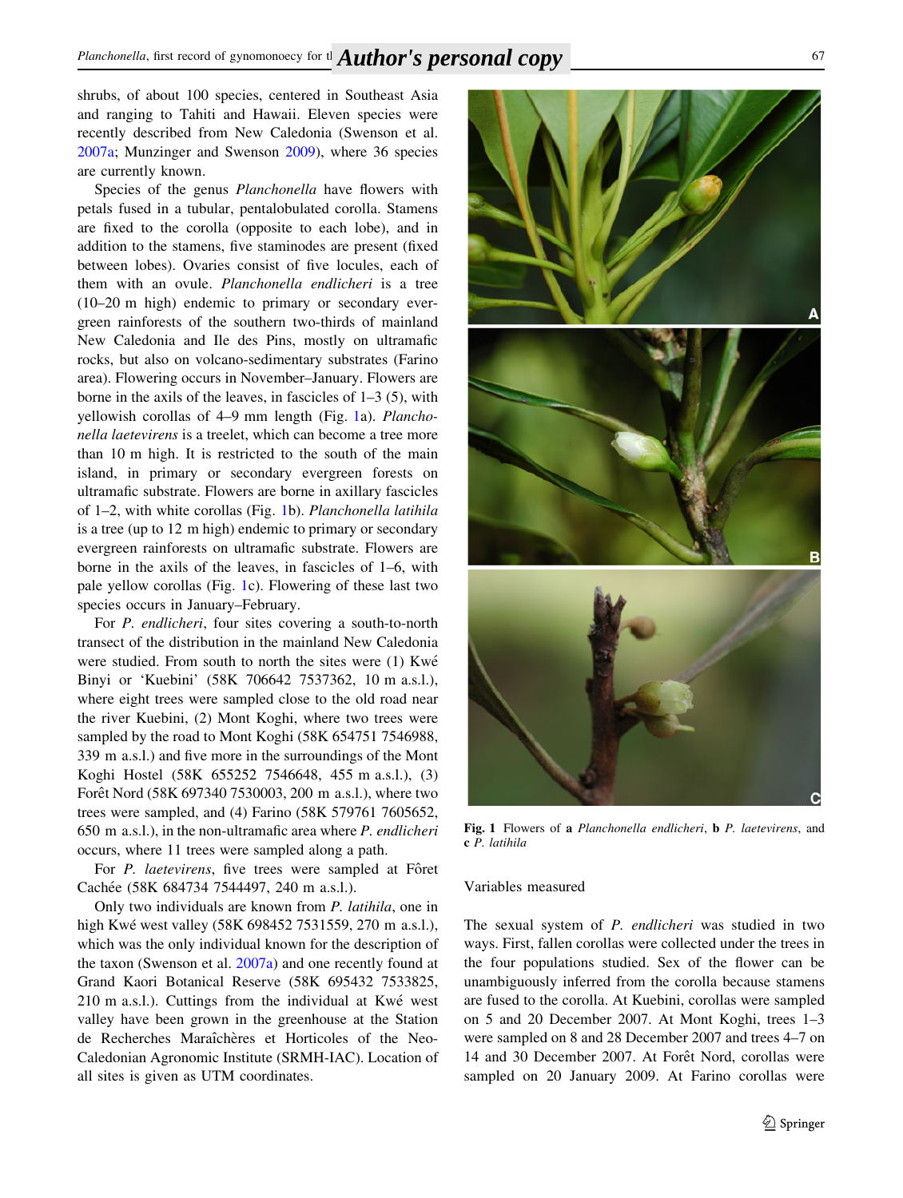shrubs, of about 100 species, centered in Southeast Asia and ranging to Tahiti and Hawaii. Eleven species were recently described from New Caledonia (Swenson et al. 2007a; Munzinger and Swenson 2009), where 36 species are currently known.

Species of the genus *Planchonella* have flowers with petals fused in a tubular, pentalobulated corolla. Stamens are fixed to the corolla (opposite to each lobe), and in addition to the stamens, five staminodes are present (fixed between lobes). Ovaries consist of five locules, each of them with an ovule. *Planchonella endlicheri* is a tree (10–20 m high) endemic to primary or secondary evergreen rainforests of the southern two-thirds of mainland New Caledonia and Ile des Pins, mostly on ultramafic rocks, but also on volcano-sedimentary substrates (Farino area). Flowering occurs in November–January. Flowers are borne in the axils of the leaves, in fascicles of 1–3 (5), with yellowish corollas of 4–9 mm length (Fig. 1a). *Planchonella laetevirens* is a treelet, which can become a tree more than 10 m high. It is restricted to the south of the main island, in primary or secondary evergreen forests on ultramafic substrate. Flowers are borne in axillary fascicles of 1–2, with white corollas (Fig. 1b). *Planchonella latihila* is a tree (up to 12 m high) endemic to primary or secondary evergreen rainforests on ultramafic substrate. Flowers are borne in the axils of the leaves, in fascicles of 1–6, with pale yellow corollas (Fig. 1c). Flowering of these last two species occurs in January–February.

For *P. endlicheri*, four sites covering a south-to-north transect of the distribution in the mainland New Caledonia were studied. From south to north the sites were (1) Kwé Binyi or 'Kuebini' (58K 706642 7537362, 10 m a.s.l.), where eight trees were sampled close to the old road near the river Kuebini, (2) Mont Koghi, where two trees were sampled by the road to Mont Koghi (58K 654751 7546988, 339 m a.s.l.) and five more in the surroundings of the Mont Koghi Hostel (58K 655252 7546648, 455 m a.s.l.), (3) Forêt Nord (58K 697340 7530003, 200 m a.s.l.), where two trees were sampled, and (4) Farino (58K 579761 7605652, 650 m a.s.l.), in the non-ultramafic area where *P. endlicheri* occurs, where 11 trees were sampled along a path.

For *P. laetevirens*, five trees were sampled at Fôret Cachée (58K 684734 7544497, 240 m a.s.l.).

Only two individuals are known from *P. latihila*, one in high Kwé west valley (58K 698452 7531559, 270 m a.s.l.), which was the only individual known for the description of the taxon (Swenson et al. 2007a) and one recently found at Grand Kaori Botanical Reserve (58K 695432 7533825, 210 m a.s.l.). Cuttings from the individual at Kwé west valley have been grown in the greenhouse at the Station de Recherches Maraîchères et Horticoles of the Neo-Caledonian Agronomic Institute (SRMH-IAC). Location of all sites is given as UTM coordinates.

**Fig. 1** Flowers of **a** *Planchonella endlicheri*, **b** *P. laetevirens*, and **c** *P. latihila*

## Variables measured

The sexual system of *P. endlicheri* was studied in two ways. First, fallen corollas were collected under the trees in the four populations studied. Sex of the flower can be unambiguously inferred from the corolla because stamens are fused to the corolla. At Kuebini, corollas were sampled on 5 and 20 December 2007. At Mont Koghi, trees 1–3 were sampled on 8 and 28 December 2007 and trees 4–7 on 14 and 30 December 2007. At Forêt Nord, corollas were sampled on 20 January 2009. At Farino corollas were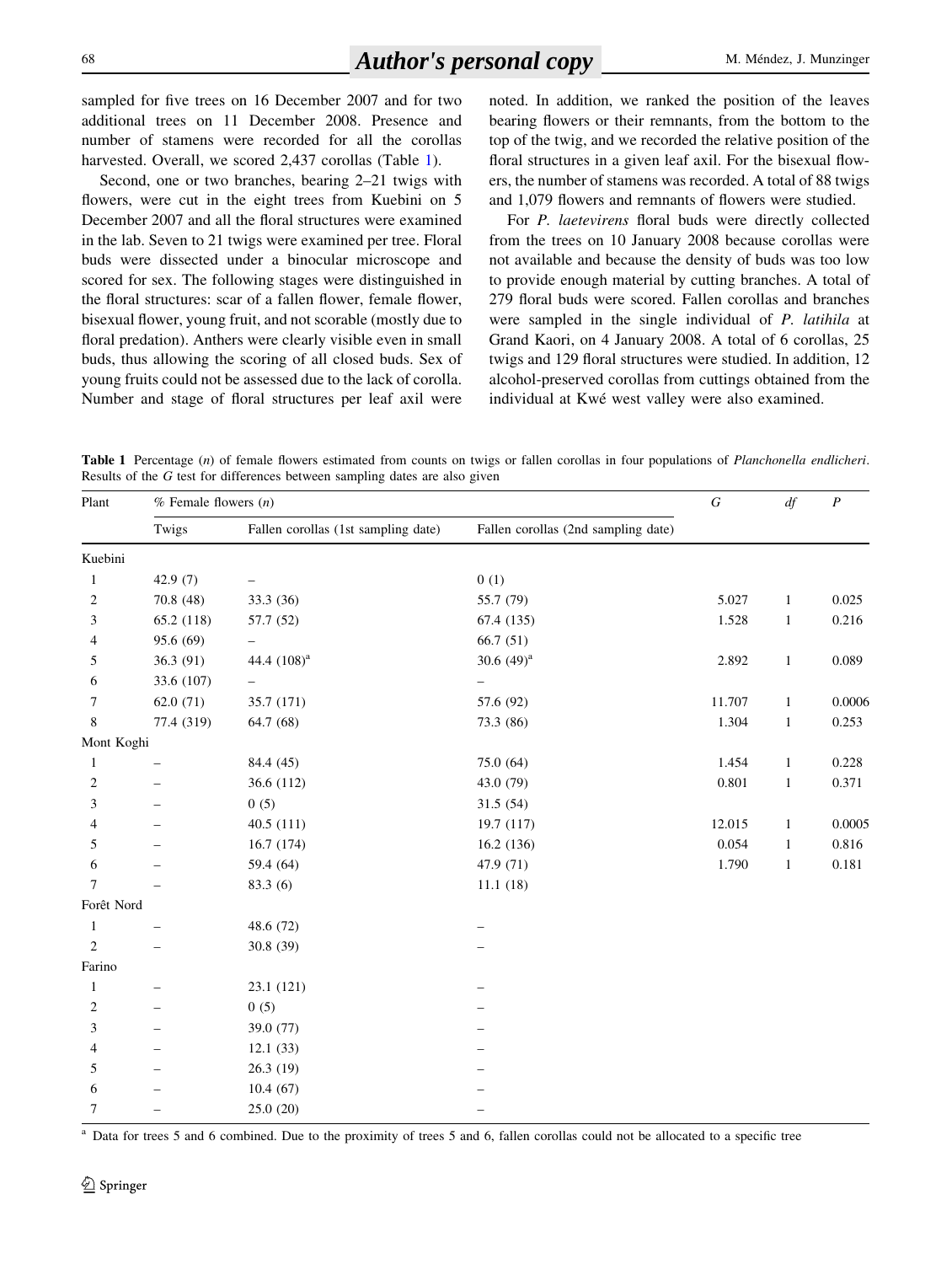sampled for five trees on 16 December 2007 and for two additional trees on 11 December 2008. Presence and number of stamens were recorded for all the corollas harvested. Overall, we scored 2,437 corollas (Table 1).

Second, one or two branches, bearing 2–21 twigs with flowers, were cut in the eight trees from Kuebini on 5 December 2007 and all the floral structures were examined in the lab. Seven to 21 twigs were examined per tree. Floral buds were dissected under a binocular microscope and scored for sex. The following stages were distinguished in the floral structures: scar of a fallen flower, female flower, bisexual flower, young fruit, and not scorable (mostly due to floral predation). Anthers were clearly visible even in small buds, thus allowing the scoring of all closed buds. Sex of young fruits could not be assessed due to the lack of corolla. Number and stage of floral structures per leaf axil were noted. In addition, we ranked the position of the leaves bearing flowers or their remnants, from the bottom to the top of the twig, and we recorded the relative position of the floral structures in a given leaf axil. For the bisexual flowers, the number of stamens was recorded. A total of 88 twigs and 1,079 flowers and remnants of flowers were studied.

For *P. laetevirens* floral buds were directly collected from the trees on 10 January 2008 because corollas were not available and because the density of buds was too low to provide enough material by cutting branches. A total of 279 floral buds were scored. Fallen corollas and branches were sampled in the single individual of *P. latihila* at Grand Kaori, on 4 January 2008. A total of 6 corollas, 25 twigs and 129 floral structures were studied. In addition, 12 alcohol-preserved corollas from cuttings obtained from the individual at Kwé west valley were also examined.

**Table 1** Percentage ($n$) of female flowers estimated from counts on twigs or fallen corollas in four populations of *Planchonella endlicheri*. Results of the $G$ test for differences between sampling dates are also given

| Plant | % Female flowers ($n$) | | | $G$ | $df$ | $P$ |
|---|---|---|---|---|---|---|
| | Twigs | Fallen corollas (1st sampling date) | Fallen corollas (2nd sampling date) | | | |
| Kuebini | | | | | | |
| 1 | 42.9 (7) | – | 0 (1) | | | |
| 2 | 70.8 (48) | 33.3 (36) | 55.7 (79) | 5.027 | 1 | 0.025 |
| 3 | 65.2 (118) | 57.7 (52) | 67.4 (135) | 1.528 | 1 | 0.216 |
| 4 | 95.6 (69) | – | 66.7 (51) | | | |
| 5 | 36.3 (91) | 44.4 (108)[a] | 30.6 (49)[a] | 2.892 | 1 | 0.089 |
| 6 | 33.6 (107) | – | – | | | |
| 7 | 62.0 (71) | 35.7 (171) | 57.6 (92) | 11.707 | 1 | 0.0006 |
| 8 | 77.4 (319) | 64.7 (68) | 73.3 (86) | 1.304 | 1 | 0.253 |
| Mont Koghi | | | | | | |
| 1 | – | 84.4 (45) | 75.0 (64) | 1.454 | 1 | 0.228 |
| 2 | – | 36.6 (112) | 43.0 (79) | 0.801 | 1 | 0.371 |
| 3 | – | 0 (5) | 31.5 (54) | | | |
| 4 | – | 40.5 (111) | 19.7 (117) | 12.015 | 1 | 0.0005 |
| 5 | – | 16.7 (174) | 16.2 (136) | 0.054 | 1 | 0.816 |
| 6 | – | 59.4 (64) | 47.9 (71) | 1.790 | 1 | 0.181 |
| 7 | – | 83.3 (6) | 11.1 (18) | | | |
| Forêt Nord | | | | | | |
| 1 | – | 48.6 (72) | – | | | |
| 2 | – | 30.8 (39) | – | | | |
| Farino | | | | | | |
| 1 | – | 23.1 (121) | – | | | |
| 2 | – | 0 (5) | – | | | |
| 3 | – | 39.0 (77) | – | | | |
| 4 | – | 12.1 (33) | – | | | |
| 5 | – | 26.3 (19) | – | | | |
| 6 | – | 10.4 (67) | – | | | |
| 7 | – | 25.0 (20) | – | | | |

[a] Data for trees 5 and 6 combined. Due to the proximity of trees 5 and 6, fallen corollas could not be allocated to a specific tree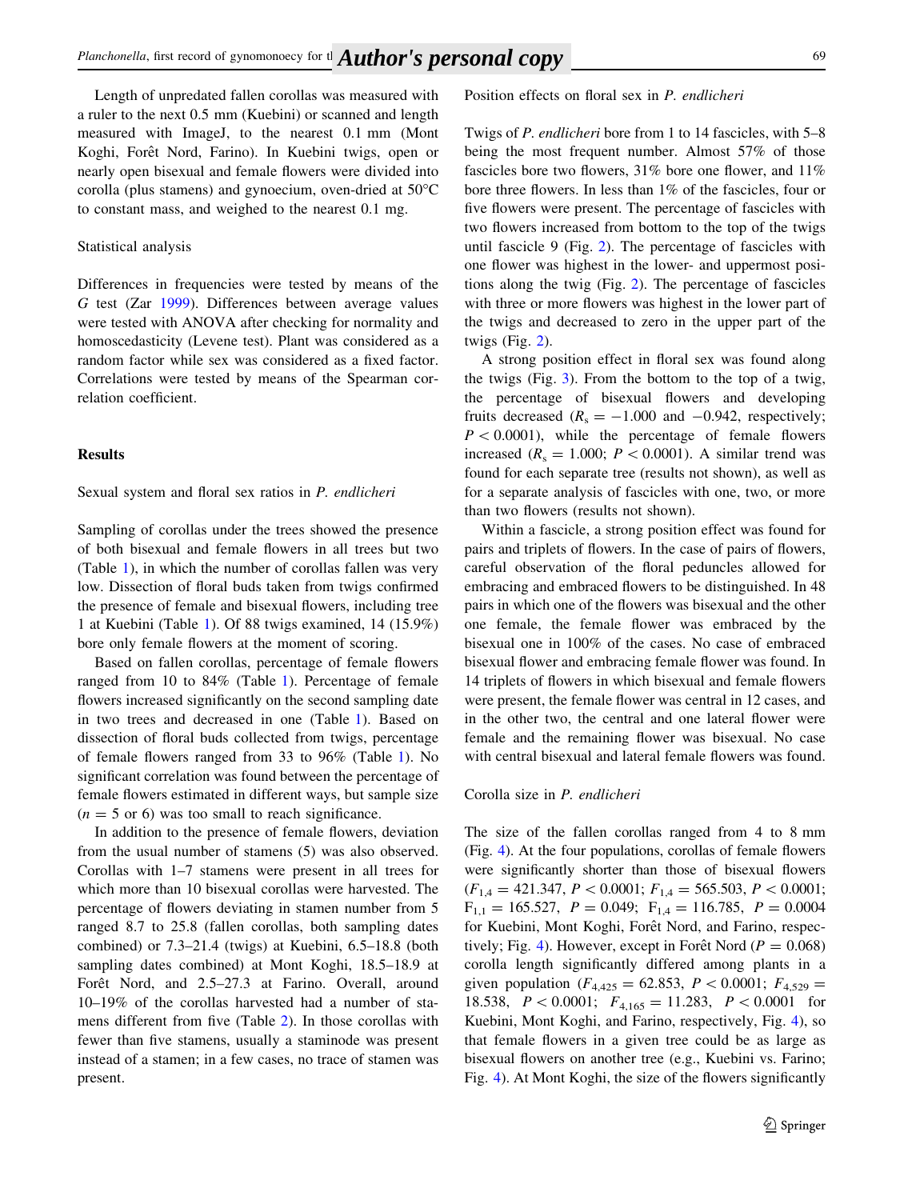Length of unpredated fallen corollas was measured with a ruler to the next 0.5 mm (Kuebini) or scanned and length measured with ImageJ, to the nearest 0.1 mm (Mont Koghi, Forêt Nord, Farino). In Kuebini twigs, open or nearly open bisexual and female flowers were divided into corolla (plus stamens) and gynoecium, oven-dried at 50°C to constant mass, and weighed to the nearest 0.1 mg.

### Statistical analysis

Differences in frequencies were tested by means of the *G* test (Zar 1999). Differences between average values were tested with ANOVA after checking for normality and homoscedasticity (Levene test). Plant was considered as a random factor while sex was considered as a fixed factor. Correlations were tested by means of the Spearman correlation coefficient.

## Results

### Sexual system and floral sex ratios in *P. endlicheri*

Sampling of corollas under the trees showed the presence of both bisexual and female flowers in all trees but two (Table 1), in which the number of corollas fallen was very low. Dissection of floral buds taken from twigs confirmed the presence of female and bisexual flowers, including tree 1 at Kuebini (Table 1). Of 88 twigs examined, 14 (15.9%) bore only female flowers at the moment of scoring.

Based on fallen corollas, percentage of female flowers ranged from 10 to 84% (Table 1). Percentage of female flowers increased significantly on the second sampling date in two trees and decreased in one (Table 1). Based on dissection of floral buds collected from twigs, percentage of female flowers ranged from 33 to 96% (Table 1). No significant correlation was found between the percentage of female flowers estimated in different ways, but sample size ($n = 5$ or 6) was too small to reach significance.

In addition to the presence of female flowers, deviation from the usual number of stamens (5) was also observed. Corollas with 1–7 stamens were present in all trees for which more than 10 bisexual corollas were harvested. The percentage of flowers deviating in stamen number from 5 ranged 8.7 to 25.8 (fallen corollas, both sampling dates combined) or 7.3–21.4 (twigs) at Kuebini, 6.5–18.8 (both sampling dates combined) at Mont Koghi, 18.5–18.9 at Forêt Nord, and 2.5–27.3 at Farino. Overall, around 10–19% of the corollas harvested had a number of stamens different from five (Table 2). In those corollas with fewer than five stamens, usually a staminode was present instead of a stamen; in a few cases, no trace of stamen was present.

### Position effects on floral sex in *P. endlicheri*

Twigs of *P. endlicheri* bore from 1 to 14 fascicles, with 5–8 being the most frequent number. Almost 57% of those fascicles bore two flowers, 31% bore one flower, and 11% bore three flowers. In less than 1% of the fascicles, four or five flowers were present. The percentage of fascicles with two flowers increased from bottom to the top of the twigs until fascicle 9 (Fig. 2). The percentage of fascicles with one flower was highest in the lower- and uppermost positions along the twig (Fig. 2). The percentage of fascicles with three or more flowers was highest in the lower part of the twigs and decreased to zero in the upper part of the twigs (Fig. 2).

A strong position effect in floral sex was found along the twigs (Fig. 3). From the bottom to the top of a twig, the percentage of bisexual flowers and developing fruits decreased ($R_s = -1.000$ and $-0.942$, respectively; $P < 0.0001$), while the percentage of female flowers increased ($R_s = 1.000$; $P < 0.0001$). A similar trend was found for each separate tree (results not shown), as well as for a separate analysis of fascicles with one, two, or more than two flowers (results not shown).

Within a fascicle, a strong position effect was found for pairs and triplets of flowers. In the case of pairs of flowers, careful observation of the floral peduncles allowed for embracing and embraced flowers to be distinguished. In 48 pairs in which one of the flowers was bisexual and the other one female, the female flower was embraced by the bisexual one in 100% of the cases. No case of embraced bisexual flower and embracing female flower was found. In 14 triplets of flowers in which bisexual and female flowers were present, the female flower was central in 12 cases, and in the other two, the central and one lateral flower were female and the remaining flower was bisexual. No case with central bisexual and lateral female flowers was found.

### Corolla size in *P. endlicheri*

The size of the fallen corollas ranged from 4 to 8 mm (Fig. 4). At the four populations, corollas of female flowers were significantly shorter than those of bisexual flowers ($F_{1,4} = 421.347$, $P < 0.0001$; $F_{1,4} = 565.503$, $P < 0.0001$; $F_{1,1} = 165.527$, $P = 0.049$; $F_{1,4} = 116.785$, $P = 0.0004$ for Kuebini, Mont Koghi, Forêt Nord, and Farino, respectively; Fig. 4). However, except in Forêt Nord ($P = 0.068$) corolla length significantly differed among plants in a given population ($F_{4,425} = 62.853$, $P < 0.0001$; $F_{4,529} = 18.538$, $P < 0.0001$; $F_{4,165} = 11.283$, $P < 0.0001$ for Kuebini, Mont Koghi, and Farino, respectively, Fig. 4), so that female flowers in a given tree could be as large as bisexual flowers on another tree (e.g., Kuebini vs. Farino; Fig. 4). At Mont Koghi, the size of the flowers significantly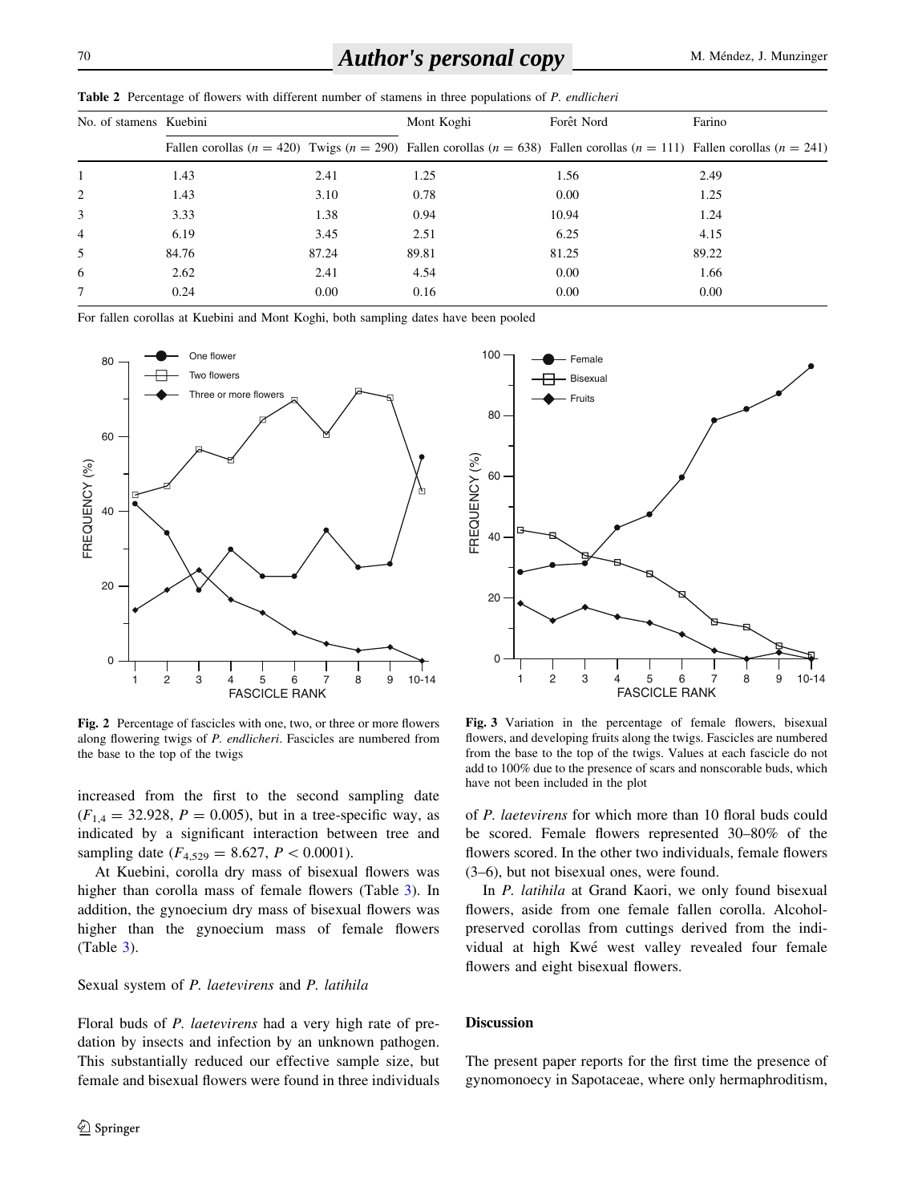**Table 2** Percentage of flowers with different number of stamens in three populations of *P. endlicheri*

| No. of stamens | Kuebini | | Mont Koghi | Forêt Nord | Farino |
|---|---|---|---|---|---|
| | Fallen corollas ($n = 420$) | Twigs ($n = 290$) | Fallen corollas ($n = 638$) | Fallen corollas ($n = 111$) | Fallen corollas ($n = 241$) |
| 1 | 1.43 | 2.41 | 1.25 | 1.56 | 2.49 |
| 2 | 1.43 | 3.10 | 0.78 | 0.00 | 1.25 |
| 3 | 3.33 | 1.38 | 0.94 | 10.94 | 1.24 |
| 4 | 6.19 | 3.45 | 2.51 | 6.25 | 4.15 |
| 5 | 84.76 | 87.24 | 89.81 | 81.25 | 89.22 |
| 6 | 2.62 | 2.41 | 4.54 | 0.00 | 1.66 |
| 7 | 0.24 | 0.00 | 0.16 | 0.00 | 0.00 |

For fallen corollas at Kuebini and Mont Koghi, both sampling dates have been pooled

**Fig. 2** Percentage of fascicles with one, two, or three or more flowers along flowering twigs of *P. endlicheri*. Fascicles are numbered from the base to the top of the twigs

**Fig. 3** Variation in the percentage of female flowers, bisexual flowers, and developing fruits along the twigs. Fascicles are numbered from the base to the top of the twigs. Values at each fascicle do not add to 100% due to the presence of scars and nonscorable buds, which have not been included in the plot

increased from the first to the second sampling date ($F_{1,4} = 32.928$, $P = 0.005$), but in a tree-specific way, as indicated by a significant interaction between tree and sampling date ($F_{4,529} = 8.627$, $P < 0.0001$).

At Kuebini, corolla dry mass of bisexual flowers was higher than corolla mass of female flowers (Table 3). In addition, the gynoecium dry mass of bisexual flowers was higher than the gynoecium mass of female flowers (Table 3).

### Sexual system of *P. laetevirens* and *P. latihila*

Floral buds of *P. laetevirens* had a very high rate of predation by insects and infection by an unknown pathogen. This substantially reduced our effective sample size, but female and bisexual flowers were found in three individuals of *P. laetevirens* for which more than 10 floral buds could be scored. Female flowers represented 30–80% of the flowers scored. In the other two individuals, female flowers (3–6), but not bisexual ones, were found.

In *P. latihila* at Grand Kaori, we only found bisexual flowers, aside from one female fallen corolla. Alcohol-preserved corollas from cuttings derived from the individual at high Kwé west valley revealed four female flowers and eight bisexual flowers.

## Discussion

The present paper reports for the first time the presence of gynomonoecy in Sapotaceae, where only hermaphroditism,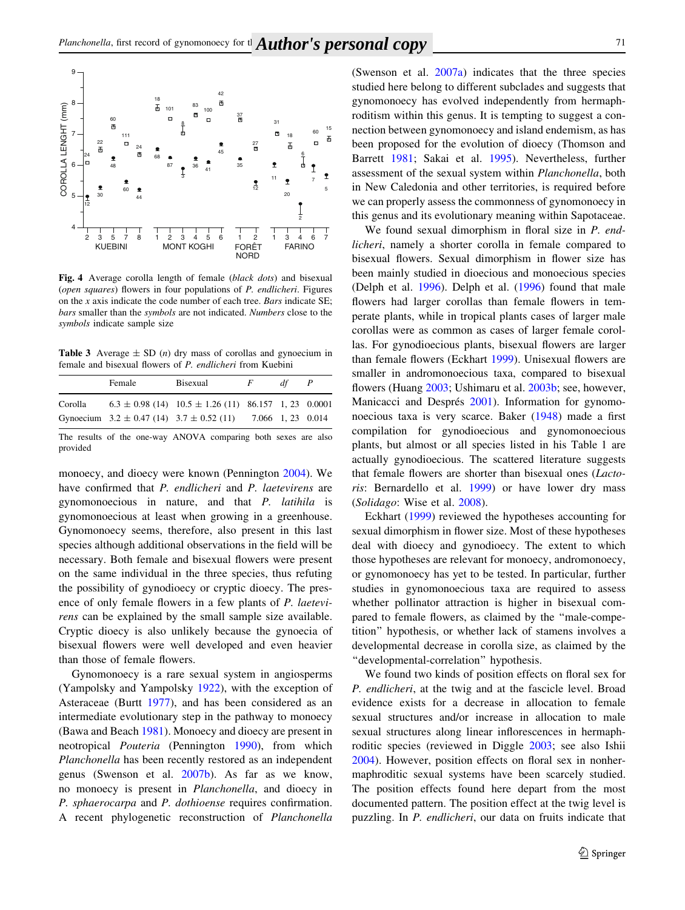**Fig. 4** Average corolla length of female (*black dots*) and bisexual (*open squares*) flowers in four populations of *P. endlicheri*. Figures on the *x* axis indicate the code number of each tree. *Bars* indicate SE; *bars* smaller than the *symbols* are not indicated. *Numbers* close to the *symbols* indicate sample size

**Table 3** Average ± SD (*n*) dry mass of corollas and gynoecium in female and bisexual flowers of *P. endlicheri* from Kuebini

| | Female | Bisexual | *F* | *df* | *P* |
|---|---|---|---|---|---|
| Corolla | 6.3 ± 0.98 (14) | 10.5 ± 1.26 (11) | 86.157 | 1, 23 | 0.0001 |
| Gynoecium | 3.2 ± 0.47 (14) | 3.7 ± 0.52 (11) | 7.066 | 1, 23 | 0.014 |

The results of the one-way ANOVA comparing both sexes are also provided

monoecy, and dioecy were known (Pennington 2004). We have confirmed that *P. endlicheri* and *P. laetevirens* are gynomonoecious in nature, and that *P. latihila* is gynomonoecious at least when growing in a greenhouse. Gynomonoecy seems, therefore, also present in this last species although additional observations in the field will be necessary. Both female and bisexual flowers were present on the same individual in the three species, thus refuting the possibility of gynodioecy or cryptic dioecy. The presence of only female flowers in a few plants of *P. laetevirens* can be explained by the small sample size available. Cryptic dioecy is also unlikely because the gynoecia of bisexual flowers were well developed and even heavier than those of female flowers.

Gynomonoecy is a rare sexual system in angiosperms (Yampolsky and Yampolsky 1922), with the exception of Asteraceae (Burtt 1977), and has been considered as an intermediate evolutionary step in the pathway to monoecy (Bawa and Beach 1981). Monoecy and dioecy are present in neotropical *Pouteria* (Pennington 1990), from which *Planchonella* has been recently restored as an independent genus (Swenson et al. 2007b). As far as we know, no monoecy is present in *Planchonella*, and dioecy in *P. sphaerocarpa* and *P. dothioense* requires confirmation. A recent phylogenetic reconstruction of *Planchonella* (Swenson et al. 2007a) indicates that the three species studied here belong to different subclades and suggests that gynomonoecy has evolved independently from hermaphroditism within this genus. It is tempting to suggest a connection between gynomonoecy and island endemism, as has been proposed for the evolution of dioecy (Thomson and Barrett 1981; Sakai et al. 1995). Nevertheless, further assessment of the sexual system within *Planchonella*, both in New Caledonia and other territories, is required before we can properly assess the commonness of gynomonoecy in this genus and its evolutionary meaning within Sapotaceae.

We found sexual dimorphism in floral size in *P. endlicheri*, namely a shorter corolla in female compared to bisexual flowers. Sexual dimorphism in flower size has been mainly studied in dioecious and monoecious species (Delph et al. 1996). Delph et al. (1996) found that male flowers had larger corollas than female flowers in temperate plants, while in tropical plants cases of larger male corollas were as common as cases of larger female corollas. For gynodioecious plants, bisexual flowers are larger than female flowers (Eckhart 1999). Unisexual flowers are smaller in andromonoecious taxa, compared to bisexual flowers (Huang 2003; Ushimaru et al. 2003b; see, however, Manicacci and Després 2001). Information for gynomonoecious taxa is very scarce. Baker (1948) made a first compilation for gynodioecious and gynomonoecious plants, but almost or all species listed in his Table 1 are actually gynodioecious. The scattered literature suggests that female flowers are shorter than bisexual ones (*Lactoris*: Bernardello et al. 1999) or have lower dry mass (*Solidago*: Wise et al. 2008).

Eckhart (1999) reviewed the hypotheses accounting for sexual dimorphism in flower size. Most of these hypotheses deal with dioecy and gynodioecy. The extent to which those hypotheses are relevant for monoecy, andromonoecy, or gynomonoecy has yet to be tested. In particular, further studies in gynomonoecious taxa are required to assess whether pollinator attraction is higher in bisexual compared to female flowers, as claimed by the "male-competition" hypothesis, or whether lack of stamens involves a developmental decrease in corolla size, as claimed by the "developmental-correlation" hypothesis.

We found two kinds of position effects on floral sex for *P. endlicheri*, at the twig and at the fascicle level. Broad evidence exists for a decrease in allocation to female sexual structures and/or increase in allocation to male sexual structures along linear inflorescences in hermaphroditic species (reviewed in Diggle 2003; see also Ishii 2004). However, position effects on floral sex in nonhermaphroditic sexual systems have been scarcely studied. The position effects found here depart from the most documented pattern. The position effect at the twig level is puzzling. In *P. endlicheri*, our data on fruits indicate that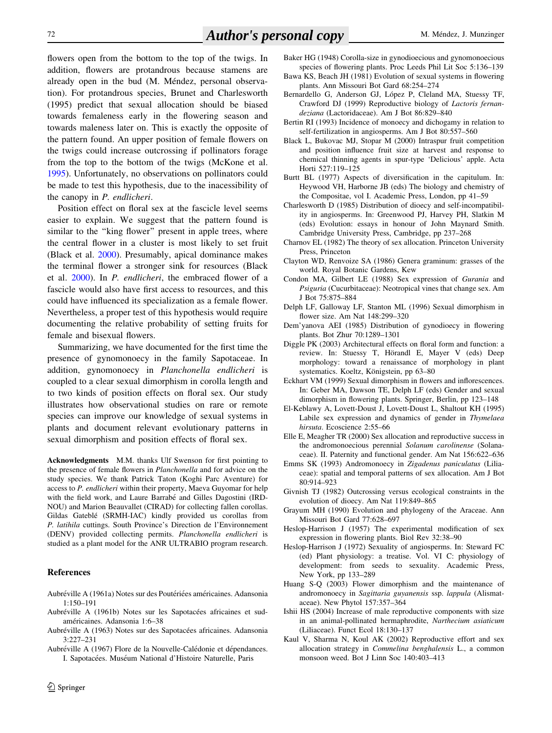flowers open from the bottom to the top of the twigs. In addition, flowers are protandrous because stamens are already open in the bud (M. Méndez, personal observation). For protandrous species, Brunet and Charlesworth (1995) predict that sexual allocation should be biased towards femaleness early in the flowering season and towards maleness later on. This is exactly the opposite of the pattern found. An upper position of female flowers on the twigs could increase outcrossing if pollinators forage from the top to the bottom of the twigs (McKone et al. 1995). Unfortunately, no observations on pollinators could be made to test this hypothesis, due to the inaccessibility of the canopy in *P. endlicheri*.

Position effect on floral sex at the fascicle level seems easier to explain. We suggest that the pattern found is similar to the "king flower" present in apple trees, where the central flower in a cluster is most likely to set fruit (Black et al. 2000). Presumably, apical dominance makes the terminal flower a stronger sink for resources (Black et al. 2000). In *P. endlicheri*, the embraced flower of a fascicle would also have first access to resources, and this could have influenced its specialization as a female flower. Nevertheless, a proper test of this hypothesis would require documenting the relative probability of setting fruits for female and bisexual flowers.

Summarizing, we have documented for the first time the presence of gynomonoecy in the family Sapotaceae. In addition, gynomonoecy in *Planchonella endlicheri* is coupled to a clear sexual dimorphism in corolla length and to two kinds of position effects on floral sex. Our study illustrates how observational studies on rare or remote species can improve our knowledge of sexual systems in plants and document relevant evolutionary patterns in sexual dimorphism and position effects of floral sex.

**Acknowledgments** M.M. thanks Ulf Swenson for first pointing to the presence of female flowers in *Planchonella* and for advice on the study species. We thank Patrick Taton (Koghi Parc Aventure) for access to *P. endlicheri* within their property, Maeva Guyomar for help with the field work, and Laure Barrabé and Gilles Dagostini (IRD-NOU) and Marion Beauvallet (CIRAD) for collecting fallen corollas. Gildas Gateblé (SRMH-IAC) kindly provided us corollas from *P. latihila* cuttings. South Province's Direction de l'Environnement (DENV) provided collecting permits. *Planchonella endlicheri* is studied as a plant model for the ANR ULTRABIO program research.

## References

Aubréville A (1961a) Notes sur des Poutériées américaines. Adansonia 1:150–191

Aubréville A (1961b) Notes sur les Sapotacées africaines et sud-américaines. Adansonia 1:6–38

Aubréville A (1963) Notes sur des Sapotacées africaines. Adansonia 3:227–231

Aubréville A (1967) Flore de la Nouvelle-Calédonie et dépendances. I. Sapotacées. Muséum National d'Histoire Naturelle, Paris

Baker HG (1948) Corolla-size in gynodioecious and gynomonoecious species of flowering plants. Proc Leeds Phil Lit Soc 5:136–139

Bawa KS, Beach JH (1981) Evolution of sexual systems in flowering plants. Ann Missouri Bot Gard 68:254–274

Bernardello G, Anderson GJ, López P, Cleland MA, Stuessy TF, Crawford DJ (1999) Reproductive biology of *Lactoris fernandeziana* (Lactoridaceae). Am J Bot 86:829–840

Bertin RI (1993) Incidence of monoecy and dichogamy in relation to self-fertilization in angiosperms. Am J Bot 80:557–560

Black L, Bukovac MJ, Stopar M (2000) Intraspur fruit competition and position influence fruit size at harvest and response to chemical thinning agents in spur-type 'Delicious' apple. Acta Horti 527:119–125

Burtt BL (1977) Aspects of diversification in the capitulum. In: Heywood VH, Harborne JB (eds) The biology and chemistry of the Compositae, vol I. Academic Press, London, pp 41–59

Charlesworth D (1985) Distribution of dioecy and self-incompatibility in angiosperms. In: Greenwood PJ, Harvey PH, Slatkin M (eds) Evolution: essays in honour of John Maynard Smith. Cambridge University Press, Cambridge, pp 237–268

Charnov EL (1982) The theory of sex allocation. Princeton University Press, Princeton

Clayton WD, Renvoize SA (1986) Genera graminum: grasses of the world. Royal Botanic Gardens, Kew

Condon MA, Gilbert LE (1988) Sex expression of *Gurania* and *Psiguria* (Cucurbitaceae): Neotropical vines that change sex. Am J Bot 75:875–884

Delph LF, Galloway LF, Stanton ML (1996) Sexual dimorphism in flower size. Am Nat 148:299–320

Dem'yanova AEI (1985) Distribution of gynodioecy in flowering plants. Bot Zhur 70:1289–1301

Diggle PK (2003) Architectural effects on floral form and function: a review. In: Stuessy T, Hörandl E, Mayer V (eds) Deep morphology: toward a renaissance of morphology in plant systematics. Koeltz, Königstein, pp 63–80

Eckhart VM (1999) Sexual dimorphism in flowers and inflorescences. In: Geber MA, Dawson TE, Delph LF (eds) Gender and sexual dimorphism in flowering plants. Springer, Berlin, pp 123–148

El-Keblawy A, Lovett-Doust J, Lovett-Doust L, Shaltout KH (1995) Labile sex expression and dynamics of gender in *Thymelaea hirsuta*. Ecoscience 2:55–66

Elle E, Meagher TR (2000) Sex allocation and reproductive success in the andromonoecious perennial *Solanum carolinense* (Solanaceae). II. Paternity and functional gender. Am Nat 156:622–636

Emms SK (1993) Andromonoecy in *Zigadenus paniculatus* (Liliaceae): spatial and temporal patterns of sex allocation. Am J Bot 80:914–923

Givnish TJ (1982) Outcrossing versus ecological constraints in the evolution of dioecy. Am Nat 119:849–865

Grayum MH (1990) Evolution and phylogeny of the Araceae. Ann Missouri Bot Gard 77:628–697

Heslop-Harrison J (1957) The experimental modification of sex expression in flowering plants. Biol Rev 32:38–90

Heslop-Harrison J (1972) Sexuality of angiosperms. In: Steward FC (ed) Plant physiology: a treatise. Vol. VI C: physiology of development: from seeds to sexuality. Academic Press, New York, pp 133–289

Huang S-Q (2003) Flower dimorphism and the maintenance of andromonoecy in *Sagittaria guyanensis* ssp. *lappula* (Alismataceae). New Phytol 157:357–364

Ishii HS (2004) Increase of male reproductive components with size in an animal-pollinated hermaphrodite, *Narthecium asiaticum* (Liliaceae). Funct Ecol 18:130–137

Kaul V, Sharma N, Koul AK (2002) Reproductive effort and sex allocation strategy in *Commelina benghalensis* L., a common monsoon weed. Bot J Linn Soc 140:403–413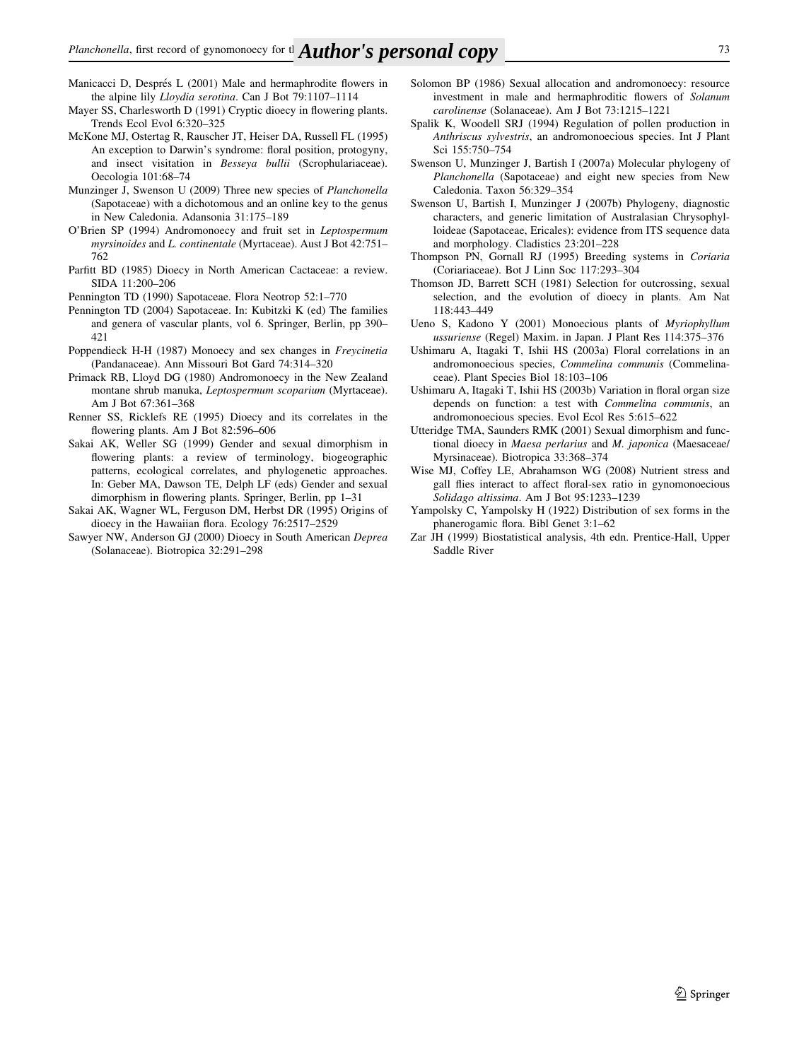Manicacci D, Després L (2001) Male and hermaphrodite flowers in the alpine lily *Lloydia serotina*. Can J Bot 79:1107–1114

Mayer SS, Charlesworth D (1991) Cryptic dioecy in flowering plants. Trends Ecol Evol 6:320–325

McKone MJ, Ostertag R, Rauscher JT, Heiser DA, Russell FL (1995) An exception to Darwin's syndrome: floral position, protogyny, and insect visitation in *Besseya bullii* (Scrophulariaceae). Oecologia 101:68–74

Munzinger J, Swenson U (2009) Three new species of *Planchonella* (Sapotaceae) with a dichotomous and an online key to the genus in New Caledonia. Adansonia 31:175–189

O'Brien SP (1994) Andromonoecy and fruit set in *Leptospermum myrsinoides* and *L. continentale* (Myrtaceae). Aust J Bot 42:751–762

Parfitt BD (1985) Dioecy in North American Cactaceae: a review. SIDA 11:200–206

Pennington TD (1990) Sapotaceae. Flora Neotrop 52:1–770

Pennington TD (2004) Sapotaceae. In: Kubitzki K (ed) The families and genera of vascular plants, vol 6. Springer, Berlin, pp 390–421

Poppendieck H-H (1987) Monoecy and sex changes in *Freycinetia* (Pandanaceae). Ann Missouri Bot Gard 74:314–320

Primack RB, Lloyd DG (1980) Andromonoecy in the New Zealand montane shrub manuka, *Leptospermum scoparium* (Myrtaceae). Am J Bot 67:361–368

Renner SS, Ricklefs RE (1995) Dioecy and its correlates in the flowering plants. Am J Bot 82:596–606

Sakai AK, Weller SG (1999) Gender and sexual dimorphism in flowering plants: a review of terminology, biogeographic patterns, ecological correlates, and phylogenetic approaches. In: Geber MA, Dawson TE, Delph LF (eds) Gender and sexual dimorphism in flowering plants. Springer, Berlin, pp 1–31

Sakai AK, Wagner WL, Ferguson DM, Herbst DR (1995) Origins of dioecy in the Hawaiian flora. Ecology 76:2517–2529

Sawyer NW, Anderson GJ (2000) Dioecy in South American *Deprea* (Solanaceae). Biotropica 32:291–298

Solomon BP (1986) Sexual allocation and andromonoecy: resource investment in male and hermaphroditic flowers of *Solanum carolinense* (Solanaceae). Am J Bot 73:1215–1221

Spalik K, Woodell SRJ (1994) Regulation of pollen production in *Anthriscus sylvestris*, an andromonoecious species. Int J Plant Sci 155:750–754

Swenson U, Munzinger J, Bartish I (2007a) Molecular phylogeny of *Planchonella* (Sapotaceae) and eight new species from New Caledonia. Taxon 56:329–354

Swenson U, Bartish I, Munzinger J (2007b) Phylogeny, diagnostic characters, and generic limitation of Australasian Chrysophylloideae (Sapotaceae, Ericales): evidence from ITS sequence data and morphology. Cladistics 23:201–228

Thompson PN, Gornall RJ (1995) Breeding systems in *Coriaria* (Coriariaceae). Bot J Linn Soc 117:293–304

Thomson JD, Barrett SCH (1981) Selection for outcrossing, sexual selection, and the evolution of dioecy in plants. Am Nat 118:443–449

Ueno S, Kadono Y (2001) Monoecious plants of *Myriophyllum ussuriense* (Regel) Maxim. in Japan. J Plant Res 114:375–376

Ushimaru A, Itagaki T, Ishii HS (2003a) Floral correlations in an andromonoecious species, *Commelina communis* (Commelinaceae). Plant Species Biol 18:103–106

Ushimaru A, Itagaki T, Ishii HS (2003b) Variation in floral organ size depends on function: a test with *Commelina communis*, an andromonoecious species. Evol Ecol Res 5:615–622

Utteridge TMA, Saunders RMK (2001) Sexual dimorphism and functional dioecy in *Maesa perlarius* and *M. japonica* (Maesaceae/Myrsinaceae). Biotropica 33:368–374

Wise MJ, Coffey LE, Abrahamson WG (2008) Nutrient stress and gall flies interact to affect floral-sex ratio in gynomonoecious *Solidago altissima*. Am J Bot 95:1233–1239

Yampolsky C, Yampolsky H (1922) Distribution of sex forms in the phanerogamic flora. Bibl Genet 3:1–62

Zar JH (1999) Biostatistical analysis, 4th edn. Prentice-Hall, Upper Saddle River